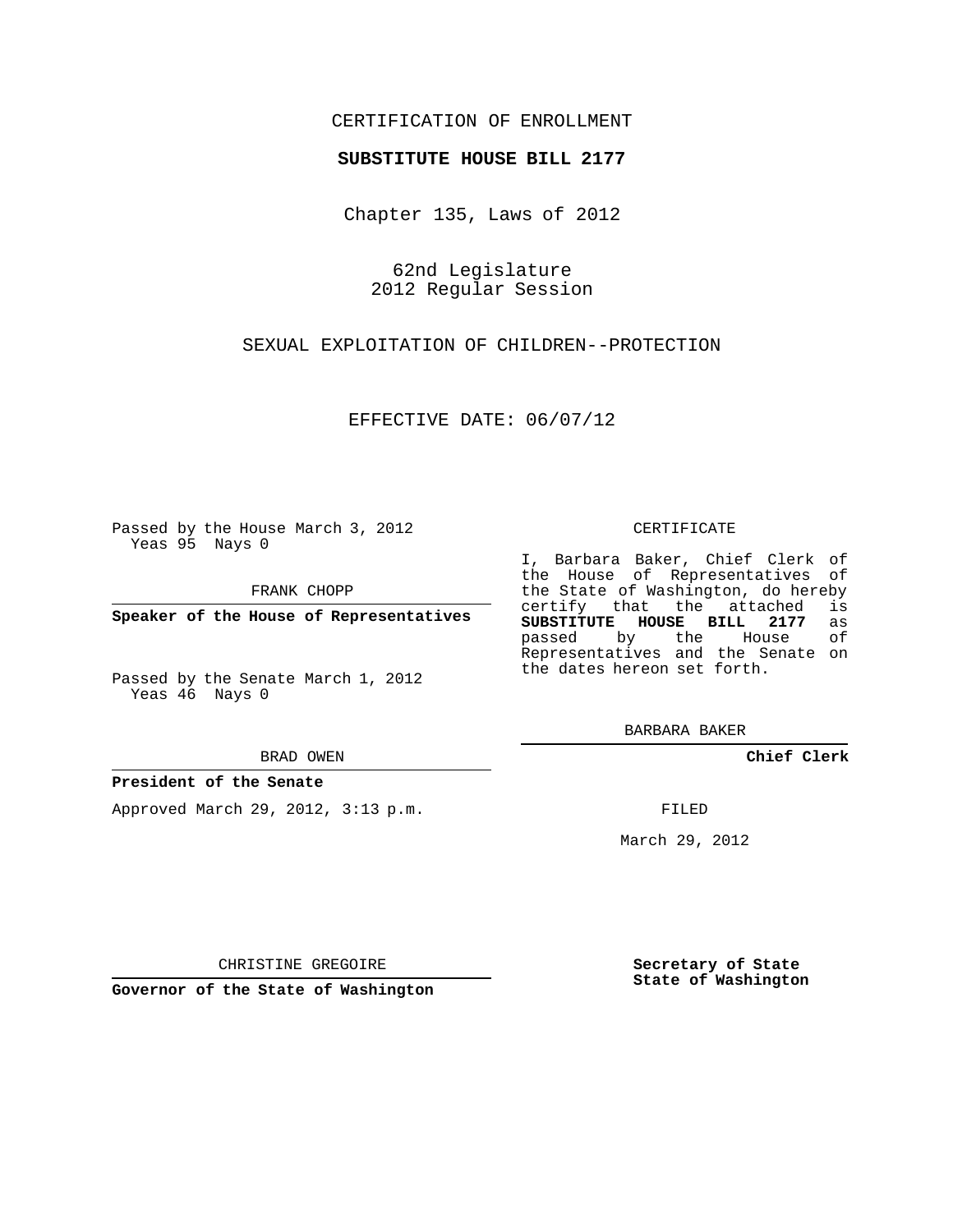CERTIFICATION OF ENROLLMENT

**SUBSTITUTE HOUSE BILL 2177**

Chapter 135, Laws of 2012

62nd Legislature
2012 Regular Session

SEXUAL EXPLOITATION OF CHILDREN--PROTECTION

EFFECTIVE DATE: 06/07/12

Passed by the House March 3, 2012
Yeas 95 Nays 0

FRANK CHOPP

**Speaker of the House of Representatives**

Passed by the Senate March 1, 2012
Yeas 46 Nays 0

BRAD OWEN

**President of the Senate**

Approved March 29, 2012, 3:13 p.m.

CHRISTINE GREGOIRE

**Governor of the State of Washington**

CERTIFICATE

I, Barbara Baker, Chief Clerk of the House of Representatives of the State of Washington, do hereby certify that the attached is **SUBSTITUTE HOUSE BILL 2177** as passed by the House of Representatives and the Senate on the dates hereon set forth.

BARBARA BAKER

**Chief Clerk**

FILED

March 29, 2012

**Secretary of State**
**State of Washington**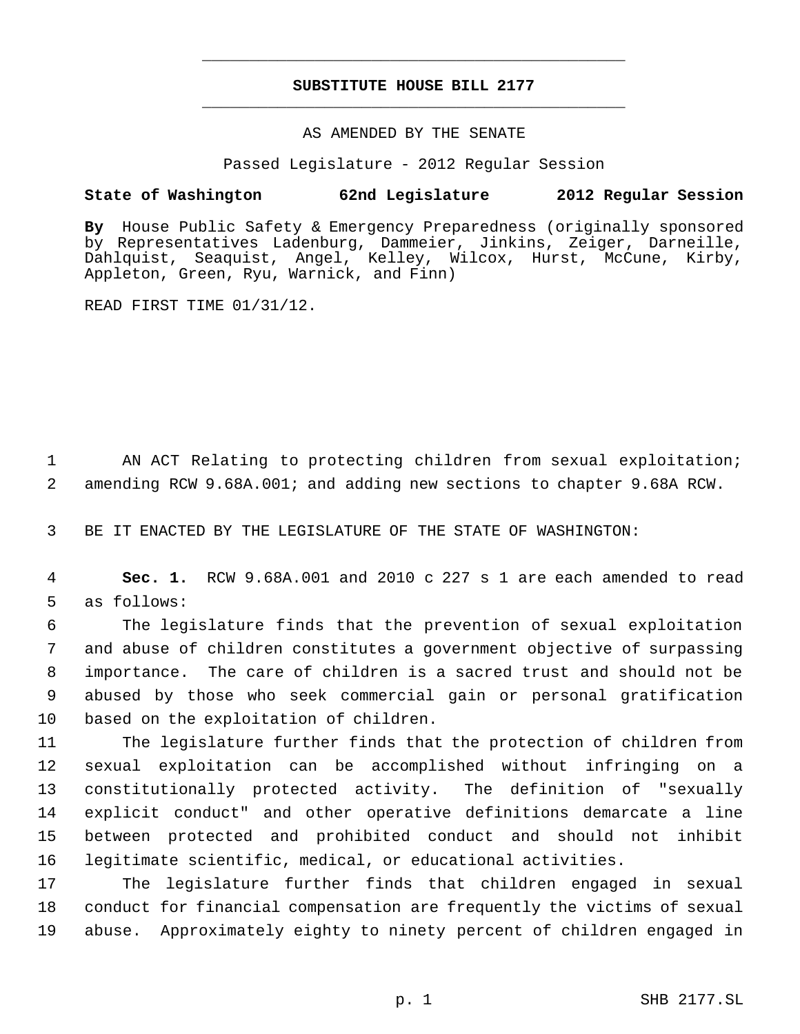# SUBSTITUTE HOUSE BILL 2177

AS AMENDED BY THE SENATE

Passed Legislature - 2012 Regular Session

**State of Washington 62nd Legislature 2012 Regular Session**

**By** House Public Safety & Emergency Preparedness (originally sponsored by Representatives Ladenburg, Dammeier, Jinkins, Zeiger, Darneille, Dahlquist, Seaquist, Angel, Kelley, Wilcox, Hurst, McCune, Kirby, Appleton, Green, Ryu, Warnick, and Finn)

READ FIRST TIME 01/31/12.

AN ACT Relating to protecting children from sexual exploitation; amending RCW 9.68A.001; and adding new sections to chapter 9.68A RCW.

BE IT ENACTED BY THE LEGISLATURE OF THE STATE OF WASHINGTON:

**Sec. 1.** RCW 9.68A.001 and 2010 c 227 s 1 are each amended to read as follows:

The legislature finds that the prevention of sexual exploitation and abuse of children constitutes a government objective of surpassing importance. The care of children is a sacred trust and should not be abused by those who seek commercial gain or personal gratification based on the exploitation of children.

The legislature further finds that the protection of children from sexual exploitation can be accomplished without infringing on a constitutionally protected activity. The definition of "sexually explicit conduct" and other operative definitions demarcate a line between protected and prohibited conduct and should not inhibit legitimate scientific, medical, or educational activities.

The legislature further finds that children engaged in sexual conduct for financial compensation are frequently the victims of sexual abuse. Approximately eighty to ninety percent of children engaged in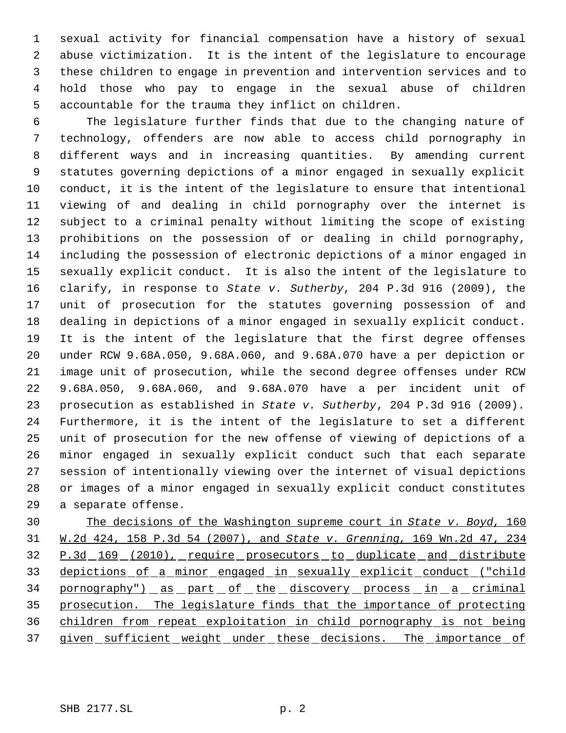sexual activity for financial compensation have a history of sexual abuse victimization. It is the intent of the legislature to encourage these children to engage in prevention and intervention services and to hold those who pay to engage in the sexual abuse of children accountable for the trauma they inflict on children.

The legislature further finds that due to the changing nature of technology, offenders are now able to access child pornography in different ways and in increasing quantities. By amending current statutes governing depictions of a minor engaged in sexually explicit conduct, it is the intent of the legislature to ensure that intentional viewing of and dealing in child pornography over the internet is subject to a criminal penalty without limiting the scope of existing prohibitions on the possession of or dealing in child pornography, including the possession of electronic depictions of a minor engaged in sexually explicit conduct. It is also the intent of the legislature to clarify, in response to *State v. Sutherby*, 204 P.3d 916 (2009), the unit of prosecution for the statutes governing possession of and dealing in depictions of a minor engaged in sexually explicit conduct. It is the intent of the legislature that the first degree offenses under RCW 9.68A.050, 9.68A.060, and 9.68A.070 have a per depiction or image unit of prosecution, while the second degree offenses under RCW 9.68A.050, 9.68A.060, and 9.68A.070 have a per incident unit of prosecution as established in *State v. Sutherby*, 204 P.3d 916 (2009). Furthermore, it is the intent of the legislature to set a different unit of prosecution for the new offense of viewing of depictions of a minor engaged in sexually explicit conduct such that each separate session of intentionally viewing over the internet of visual depictions or images of a minor engaged in sexually explicit conduct constitutes a separate offense.

<u>The decisions of the Washington supreme court in *State v. Boyd*, 160 W.2d 424, 158 P.3d 54 (2007), and *State v. Grenning*, 169 Wn.2d 47, 234 P.3d 169 (2010), require prosecutors to duplicate and distribute depictions of a minor engaged in sexually explicit conduct ("child pornography") as part of the discovery process in a criminal prosecution. The legislature finds that the importance of protecting children from repeat exploitation in child pornography is not being given sufficient weight under these decisions. The importance of</u>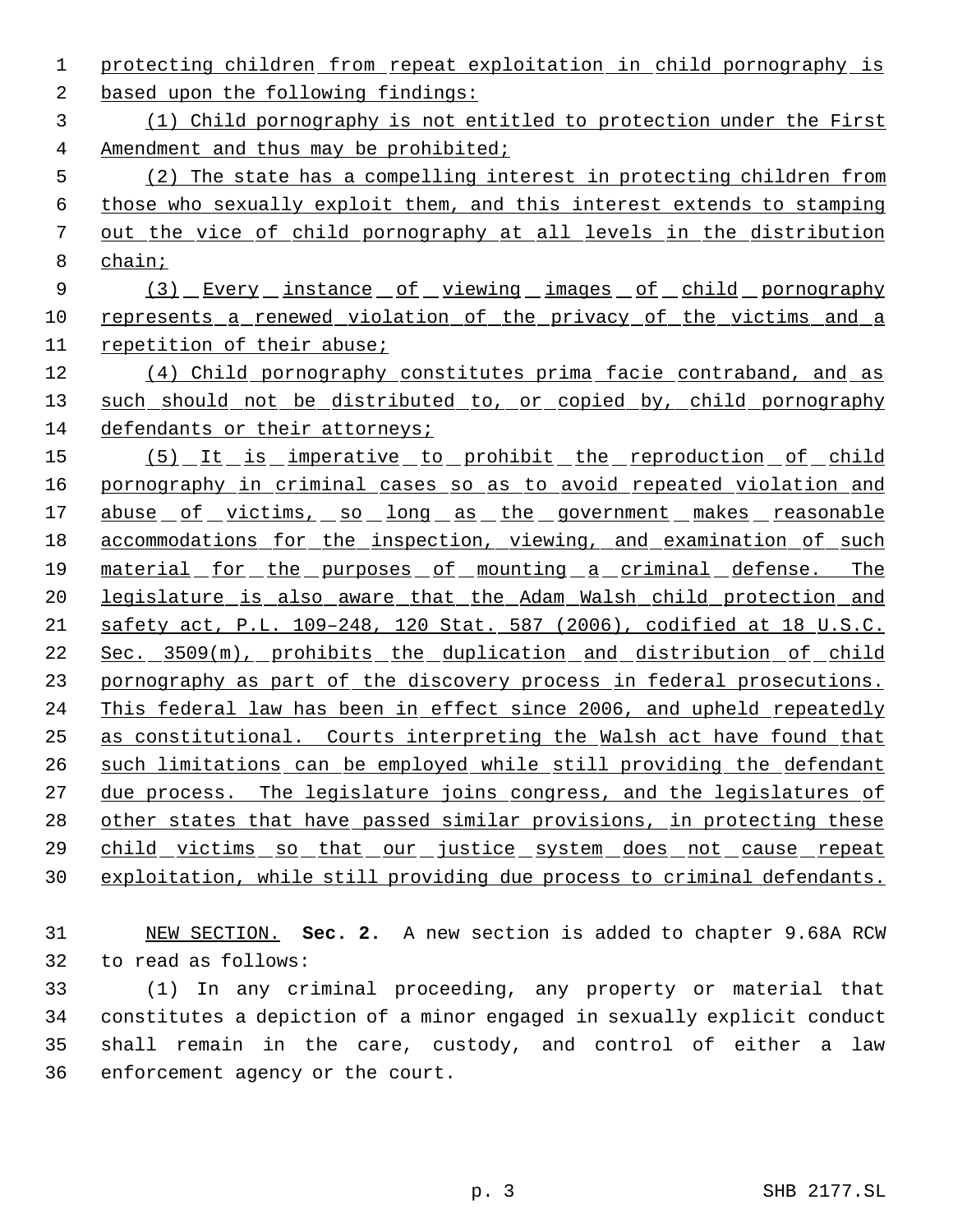protecting children from repeat exploitation in child pornography is based upon the following findings:

(1) Child pornography is not entitled to protection under the First Amendment and thus may be prohibited;

(2) The state has a compelling interest in protecting children from those who sexually exploit them, and this interest extends to stamping out the vice of child pornography at all levels in the distribution chain;

(3) Every instance of viewing images of child pornography represents a renewed violation of the privacy of the victims and a repetition of their abuse;

(4) Child pornography constitutes prima facie contraband, and as such should not be distributed to, or copied by, child pornography defendants or their attorneys;

(5) It is imperative to prohibit the reproduction of child pornography in criminal cases so as to avoid repeated violation and abuse of victims, so long as the government makes reasonable accommodations for the inspection, viewing, and examination of such material for the purposes of mounting a criminal defense. The legislature is also aware that the Adam Walsh child protection and safety act, P.L. 109–248, 120 Stat. 587 (2006), codified at 18 U.S.C. Sec. 3509(m), prohibits the duplication and distribution of child pornography as part of the discovery process in federal prosecutions. This federal law has been in effect since 2006, and upheld repeatedly as constitutional. Courts interpreting the Walsh act have found that such limitations can be employed while still providing the defendant due process. The legislature joins congress, and the legislatures of other states that have passed similar provisions, in protecting these child victims so that our justice system does not cause repeat exploitation, while still providing due process to criminal defendants.

NEW SECTION. **Sec. 2.** A new section is added to chapter 9.68A RCW to read as follows:

(1) In any criminal proceeding, any property or material that constitutes a depiction of a minor engaged in sexually explicit conduct shall remain in the care, custody, and control of either a law enforcement agency or the court.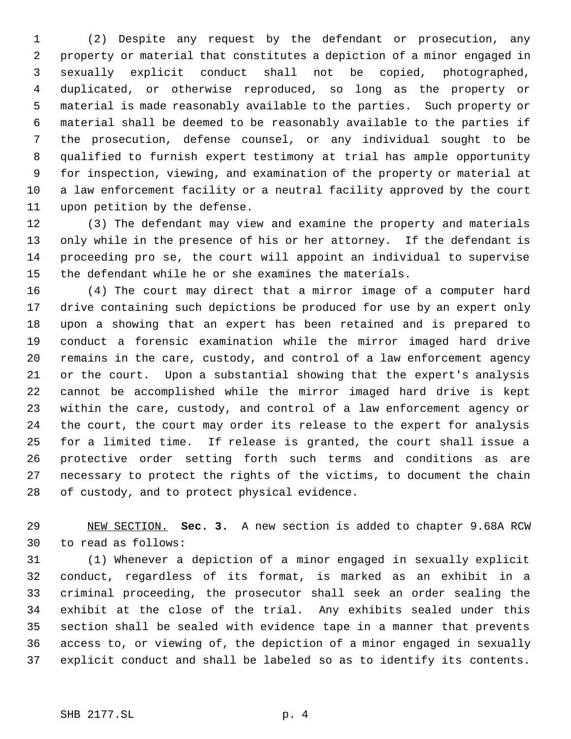(2) Despite any request by the defendant or prosecution, any property or material that constitutes a depiction of a minor engaged in sexually explicit conduct shall not be copied, photographed, duplicated, or otherwise reproduced, so long as the property or material is made reasonably available to the parties. Such property or material shall be deemed to be reasonably available to the parties if the prosecution, defense counsel, or any individual sought to be qualified to furnish expert testimony at trial has ample opportunity for inspection, viewing, and examination of the property or material at a law enforcement facility or a neutral facility approved by the court upon petition by the defense.

(3) The defendant may view and examine the property and materials only while in the presence of his or her attorney. If the defendant is proceeding pro se, the court will appoint an individual to supervise the defendant while he or she examines the materials.

(4) The court may direct that a mirror image of a computer hard drive containing such depictions be produced for use by an expert only upon a showing that an expert has been retained and is prepared to conduct a forensic examination while the mirror imaged hard drive remains in the care, custody, and control of a law enforcement agency or the court. Upon a substantial showing that the expert's analysis cannot be accomplished while the mirror imaged hard drive is kept within the care, custody, and control of a law enforcement agency or the court, the court may order its release to the expert for analysis for a limited time. If release is granted, the court shall issue a protective order setting forth such terms and conditions as are necessary to protect the rights of the victims, to document the chain of custody, and to protect physical evidence.

NEW SECTION. **Sec. 3.** A new section is added to chapter 9.68A RCW to read as follows:

(1) Whenever a depiction of a minor engaged in sexually explicit conduct, regardless of its format, is marked as an exhibit in a criminal proceeding, the prosecutor shall seek an order sealing the exhibit at the close of the trial. Any exhibits sealed under this section shall be sealed with evidence tape in a manner that prevents access to, or viewing of, the depiction of a minor engaged in sexually explicit conduct and shall be labeled so as to identify its contents.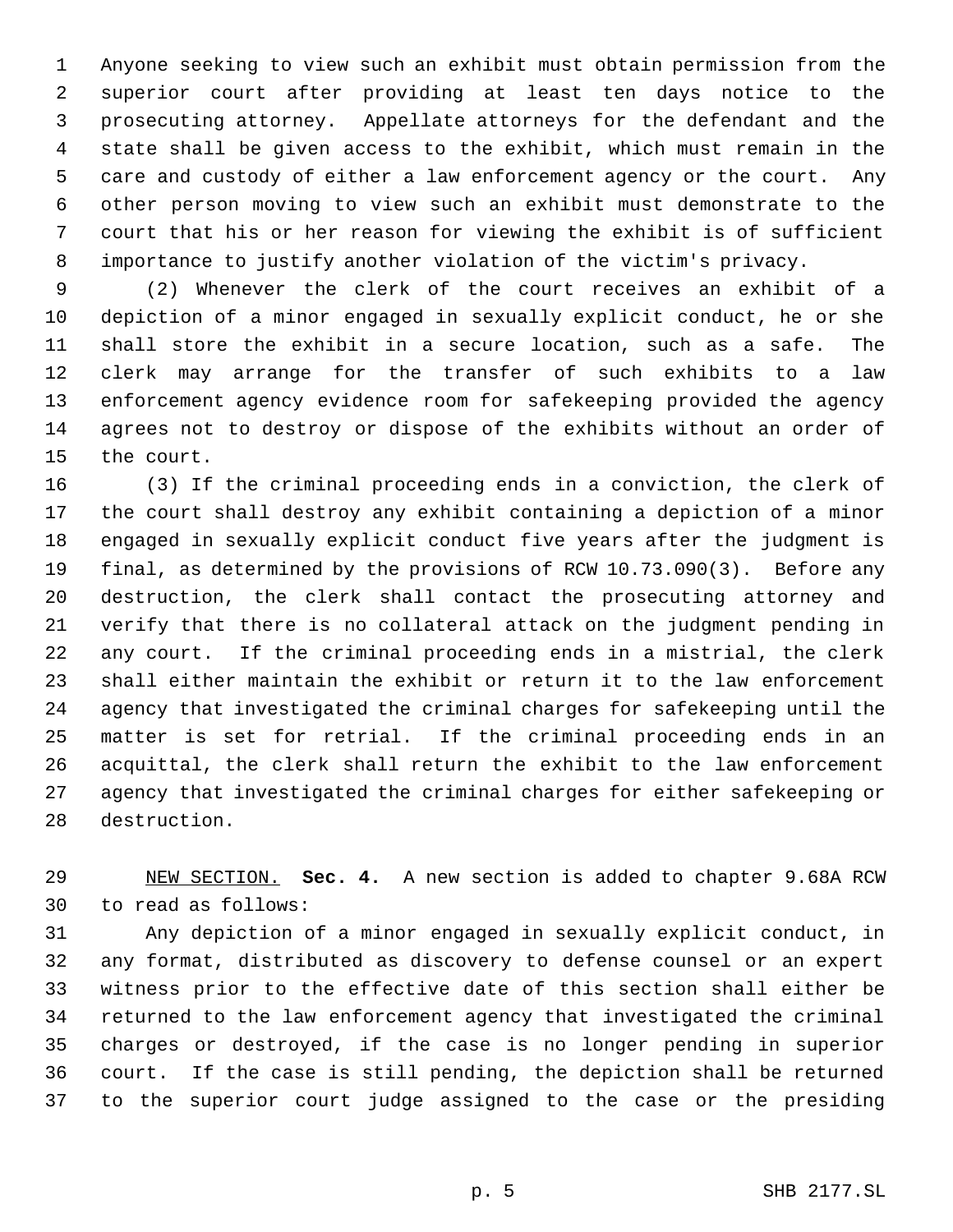Anyone seeking to view such an exhibit must obtain permission from the superior court after providing at least ten days notice to the prosecuting attorney. Appellate attorneys for the defendant and the state shall be given access to the exhibit, which must remain in the care and custody of either a law enforcement agency or the court. Any other person moving to view such an exhibit must demonstrate to the court that his or her reason for viewing the exhibit is of sufficient importance to justify another violation of the victim's privacy.

(2) Whenever the clerk of the court receives an exhibit of a depiction of a minor engaged in sexually explicit conduct, he or she shall store the exhibit in a secure location, such as a safe. The clerk may arrange for the transfer of such exhibits to a law enforcement agency evidence room for safekeeping provided the agency agrees not to destroy or dispose of the exhibits without an order of the court.

(3) If the criminal proceeding ends in a conviction, the clerk of the court shall destroy any exhibit containing a depiction of a minor engaged in sexually explicit conduct five years after the judgment is final, as determined by the provisions of RCW 10.73.090(3). Before any destruction, the clerk shall contact the prosecuting attorney and verify that there is no collateral attack on the judgment pending in any court. If the criminal proceeding ends in a mistrial, the clerk shall either maintain the exhibit or return it to the law enforcement agency that investigated the criminal charges for safekeeping until the matter is set for retrial. If the criminal proceeding ends in an acquittal, the clerk shall return the exhibit to the law enforcement agency that investigated the criminal charges for either safekeeping or destruction.

NEW SECTION. **Sec. 4.** A new section is added to chapter 9.68A RCW to read as follows:

Any depiction of a minor engaged in sexually explicit conduct, in any format, distributed as discovery to defense counsel or an expert witness prior to the effective date of this section shall either be returned to the law enforcement agency that investigated the criminal charges or destroyed, if the case is no longer pending in superior court. If the case is still pending, the depiction shall be returned to the superior court judge assigned to the case or the presiding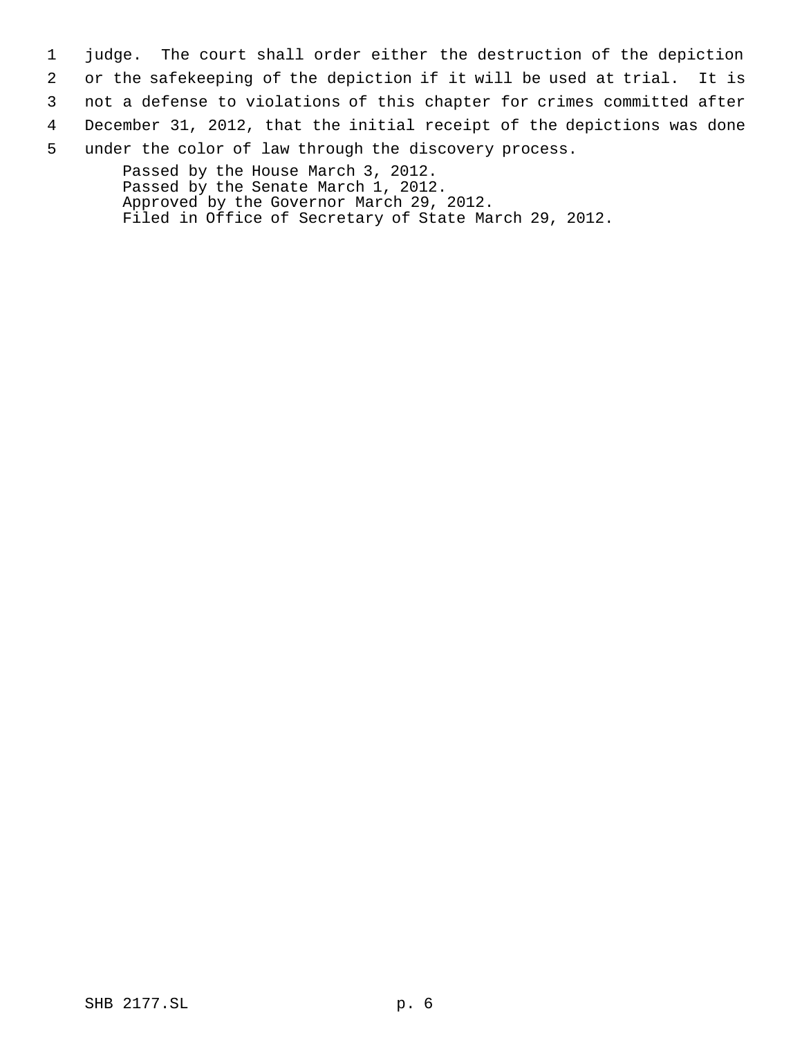judge. The court shall order either the destruction of the depiction or the safekeeping of the depiction if it will be used at trial. It is not a defense to violations of this chapter for crimes committed after December 31, 2012, that the initial receipt of the depictions was done under the color of law through the discovery process.

Passed by the House March 3, 2012.
Passed by the Senate March 1, 2012.
Approved by the Governor March 29, 2012.
Filed in Office of Secretary of State March 29, 2012.